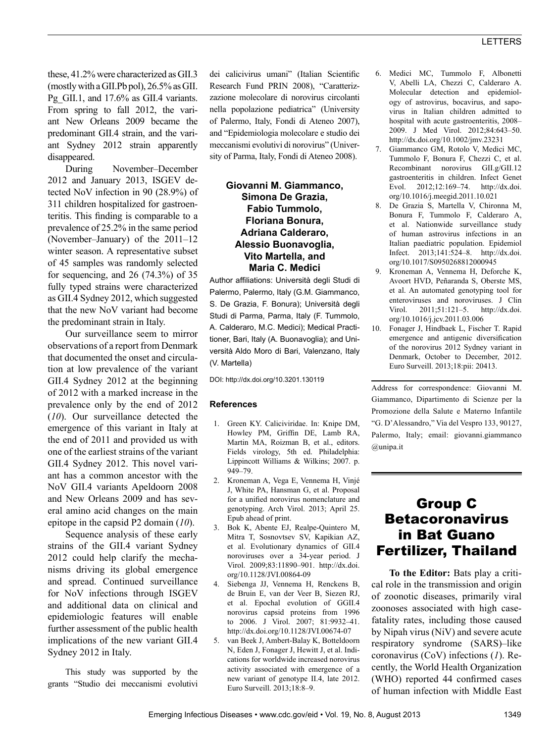these, 41.2% were characterized as GII.3 (mostly with a GII.Pb pol), 26.5% as GII.Pg_GII.1, and 17.6% as GII.4 variants. From spring to fall 2012, the variant New Orleans 2009 became the predominant GII.4 strain, and the variant Sydney 2012 strain apparently disappeared.

During November–December 2012 and January 2013, ISGEV detected NoV infection in 90 (28.9%) of 311 children hospitalized for gastroenteritis. This finding is comparable to a prevalence of 25.2% in the same period (November–January) of the 2011–12 winter season. A representative subset of 45 samples was randomly selected for sequencing, and 26 (74.3%) of 35 fully typed strains were characterized as GII.4 Sydney 2012, which suggested that the new NoV variant had become the predominant strain in Italy.

Our surveillance seem to mirror observations of a report from Denmark that documented the onset and circulation at low prevalence of the variant GII.4 Sydney 2012 at the beginning of 2012 with a marked increase in the prevalence only by the end of 2012 (*10*). Our surveillance detected the emergence of this variant in Italy at the end of 2011 and provided us with one of the earliest strains of the variant GII.4 Sydney 2012. This novel variant has a common ancestor with the NoV GII.4 variants Apeldoorn 2008 and New Orleans 2009 and has several amino acid changes on the main epitope in the capsid P2 domain (*10*).

Sequence analysis of these early strains of the GII.4 variant Sydney 2012 could help clarify the mechanisms driving its global emergence and spread. Continued surveillance for NoV infections through ISGEV and additional data on clinical and epidemiologic features will enable further assessment of the public health implications of the new variant GII.4 Sydney 2012 in Italy.

This study was supported by the grants "Studio dei meccanismi evolutivi dei calicivirus umani" (Italian Scientific Research Fund PRIN 2008), "Caratterizzazione molecolare di norovirus circolanti nella popolazione pediatrica" (University of Palermo, Italy, Fondi di Ateneo 2007), and "Epidemiologia molecolare e studio dei meccanismi evolutivi di norovirus" (University of Parma, Italy, Fondi di Ateneo 2008).

**Giovanni M. Giammanco, Simona De Grazia, Fabio Tummolo, Floriana Bonura, Adriana Calderaro, Alessio Buonavoglia, Vito Martella, and Maria C. Medici**

Author affiliations: Università degli Studi di Palermo, Palermo, Italy (G.M. Giammanco, S. De Grazia, F. Bonura); Università degli Studi di Parma, Parma, Italy (F. Tummolo, A. Calderaro, M.C. Medici); Medical Practitioner, Bari, Italy (A. Buonavoglia); and Università Aldo Moro di Bari, Valenzano, Italy (V. Martella)

DOI: http://dx.doi.org/10.3201.130119

### References

1. Green KY. Caliciviridae. In: Knipe DM, Howley PM, Griffin DE, Lamb RA, Martin MA, Roizman B, et al., editors. Fields virology, 5th ed. Philadelphia: Lippincott Williams & Wilkins; 2007. p. 949–79.
2. Kroneman A, Vega E, Vennema H, Vinjé J, White PA, Hansman G, et al. Proposal for a unified norovirus nomenclature and genotyping. Arch Virol. 2013; April 25. Epub ahead of print.
3. Bok K, Abente EJ, Realpe-Quintero M, Mitra T, Sosnovtsev SV, Kapikian AZ, et al. Evolutionary dynamics of GII.4 noroviruses over a 34-year period. J Virol. 2009;83:11890–901. http://dx.doi.org/10.1128/JVI.00864-09
4. Siebenga JJ, Vennema H, Renckens B, de Bruin E, van der Veer B, Siezen RJ, et al. Epochal evolution of GGII.4 norovirus capsid proteins from 1996 to 2006. J Virol. 2007; 81:9932–41. http://dx.doi.org/10.1128/JVI.00674-07
5. van Beek J, Ambert-Balay K, Botteldoorn N, Eden J, Fonager J, Hewitt J, et al. Indications for worldwide increased norovirus activity associated with emergence of a new variant of genotype II.4, late 2012. Euro Surveill. 2013;18:8–9.
6. Medici MC, Tummolo F, Albonetti V, Abelli LA, Chezzi C, Calderaro A. Molecular detection and epidemiology of astrovirus, bocavirus, and sapovirus in Italian children admitted to hospital with acute gastroenteritis, 2008–2009. J Med Virol. 2012;84:643–50. http://dx.doi.org/10.1002/jmv.23231
7. Giammanco GM, Rotolo V, Medici MC, Tummolo F, Bonura F, Chezzi C, et al. Recombinant norovirus GII.g/GII.12 gastroenteritis in children. Infect Genet Evol. 2012;12:169–74. http://dx.doi.org/10.1016/j.meegid.2011.10.021
8. De Grazia S, Martella V, Chironna M, Bonura F, Tummolo F, Calderaro A, et al. Nationwide surveillance study of human astrovirus infections in an Italian paediatric population. Epidemiol Infect. 2013;141:524–8. http://dx.doi.org/10.1017/S0950268812000945
9. Kroneman A, Vennema H, Deforche K, Avoort HVD, Peñaranda S, Oberste MS, et al. An automated genotyping tool for enteroviruses and noroviruses. J Clin Virol. 2011;51:121–5. http://dx.doi.org/10.1016/j.jcv.2011.03.006
10. Fonager J, Hindbaek L, Fischer T. Rapid emergence and antigenic diversification of the norovirus 2012 Sydney variant in Denmark, October to December, 2012. Euro Surveill. 2013;18:pii: 20413.

Address for correspondence: Giovanni M. Giammanco, Dipartimento di Scienze per la Promozione della Salute e Materno Infantile "G. D'Alessandro," Via del Vespro 133, 90127, Palermo, Italy; email: giovanni.giammanco@unipa.it

# Group C Betacoronavirus in Bat Guano Fertilizer, Thailand

**To the Editor:** Bats play a critical role in the transmission and origin of zoonotic diseases, primarily viral zoonoses associated with high case-fatality rates, including those caused by Nipah virus (NiV) and severe acute respiratory syndrome (SARS)–like coronavirus (CoV) infections (*1*). Recently, the World Health Organization (WHO) reported 44 confirmed cases of human infection with Middle East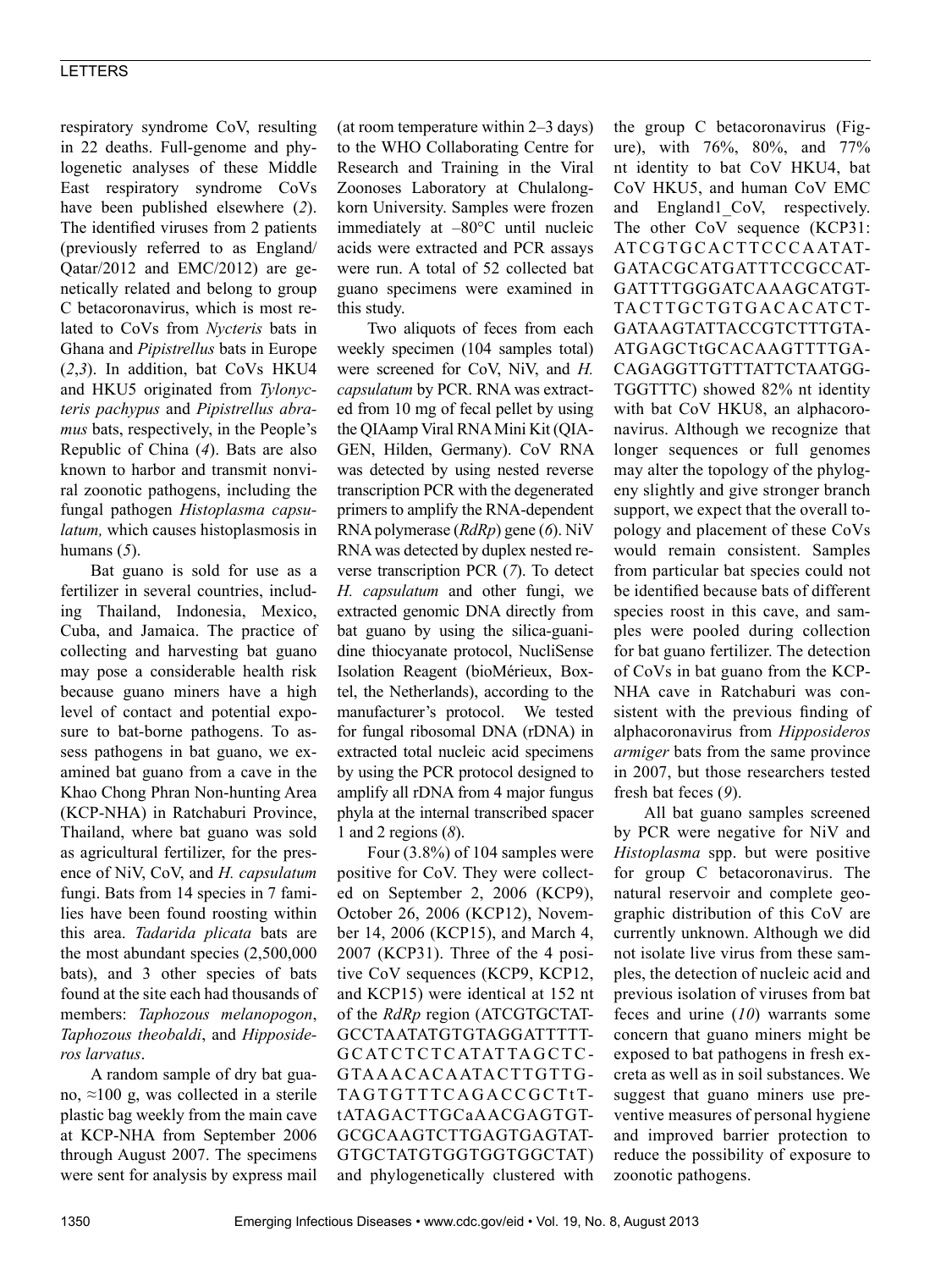respiratory syndrome CoV, resulting in 22 deaths. Full-genome and phylogenetic analyses of these Middle East respiratory syndrome CoVs have been published elsewhere (*2*). The identified viruses from 2 patients (previously referred to as England/Qatar/2012 and EMC/2012) are genetically related and belong to group C betacoronavirus, which is most related to CoVs from *Nycteris* bats in Ghana and *Pipistrellus* bats in Europe (*2*,*3*). In addition, bat CoVs HKU4 and HKU5 originated from *Tylonycteris pachypus* and *Pipistrellus abramus* bats, respectively, in the People's Republic of China (*4*). Bats are also known to harbor and transmit nonviral zoonotic pathogens, including the fungal pathogen *Histoplasma capsulatum,* which causes histoplasmosis in humans (*5*).

Bat guano is sold for use as a fertilizer in several countries, including Thailand, Indonesia, Mexico, Cuba, and Jamaica. The practice of collecting and harvesting bat guano may pose a considerable health risk because guano miners have a high level of contact and potential exposure to bat-borne pathogens. To assess pathogens in bat guano, we examined bat guano from a cave in the Khao Chong Phran Non-hunting Area (KCP-NHA) in Ratchaburi Province, Thailand, where bat guano was sold as agricultural fertilizer, for the presence of NiV, CoV, and *H. capsulatum* fungi. Bats from 14 species in 7 families have been found roosting within this area. *Tadarida plicata* bats are the most abundant species (2,500,000 bats), and 3 other species of bats found at the site each had thousands of members: *Taphozous melanopogon*, *Taphozous theobaldi*, and *Hipposideros larvatus*.

A random sample of dry bat guano, ≈100 g, was collected in a sterile plastic bag weekly from the main cave at KCP-NHA from September 2006 through August 2007. The specimens were sent for analysis by express mail (at room temperature within 2–3 days) to the WHO Collaborating Centre for Research and Training in the Viral Zoonoses Laboratory at Chulalongkorn University. Samples were frozen immediately at –80°C until nucleic acids were extracted and PCR assays were run. A total of 52 collected bat guano specimens were examined in this study.

Two aliquots of feces from each weekly specimen (104 samples total) were screened for CoV, NiV, and *H. capsulatum* by PCR. RNA was extracted from 10 mg of fecal pellet by using the QIAamp Viral RNA Mini Kit (QIAGEN, Hilden, Germany). CoV RNA was detected by using nested reverse transcription PCR with the degenerated primers to amplify the RNA-dependent RNA polymerase (*RdRp*) gene (*6*). NiV RNA was detected by duplex nested reverse transcription PCR (*7*). To detect *H. capsulatum* and other fungi, we extracted genomic DNA directly from bat guano by using the silica-guanidine thiocyanate protocol, NucliSense Isolation Reagent (bioMérieux, Boxtel, the Netherlands), according to the manufacturer's protocol. We tested for fungal ribosomal DNA (rDNA) in extracted total nucleic acid specimens by using the PCR protocol designed to amplify all rDNA from 4 major fungus phyla at the internal transcribed spacer 1 and 2 regions (*8*).

Four (3.8%) of 104 samples were positive for CoV. They were collected on September 2, 2006 (KCP9), October 26, 2006 (KCP12), November 14, 2006 (KCP15), and March 4, 2007 (KCP31). Three of the 4 positive CoV sequences (KCP9, KCP12, and KCP15) were identical at 152 nt of the *RdRp* region (ATCGTGCTATGCCTAATATGTGTAGGATTTTTGCATCTCTCATATTAGCTCGTAAACACAATACTTGTTGTAGTGTTTCAGACCGCTtTtATAGACTTGCaAACGAGTGTGCGCAAGTCTTGAGTGAGTATGTGCTATGTGGTGGTGGCTAT) and phylogenetically clustered with the group C betacoronavirus (Figure), with 76%, 80%, and 77% nt identity to bat CoV HKU4, bat CoV HKU5, and human CoV EMC and England1_CoV, respectively. The other CoV sequence (KCP31: ATCGTGCACTTCCCAATATGATACGCATGATTTCCGCCATGATTTTGGGATCAAAGCATGTTACTTGCTGTGACACATCTGATAAGTATTACCGTCTTTGTAATGAGCTtGCACAAGTTTTGACAGAGGTTGTTTATTCTAATGGTGGTTTC) showed 82% nt identity with bat CoV HKU8, an alphacoronavirus. Although we recognize that longer sequences or full genomes may alter the topology of the phylogeny slightly and give stronger branch support, we expect that the overall topology and placement of these CoVs would remain consistent. Samples from particular bat species could not be identified because bats of different species roost in this cave, and samples were pooled during collection for bat guano fertilizer. The detection of CoVs in bat guano from the KCP-NHA cave in Ratchaburi was consistent with the previous finding of alphacoronavirus from *Hipposideros armiger* bats from the same province in 2007, but those researchers tested fresh bat feces (*9*).

All bat guano samples screened by PCR were negative for NiV and *Histoplasma* spp. but were positive for group C betacoronavirus. The natural reservoir and complete geographic distribution of this CoV are currently unknown. Although we did not isolate live virus from these samples, the detection of nucleic acid and previous isolation of viruses from bat feces and urine (*10*) warrants some concern that guano miners might be exposed to bat pathogens in fresh excreta as well as in soil substances. We suggest that guano miners use preventive measures of personal hygiene and improved barrier protection to reduce the possibility of exposure to zoonotic pathogens.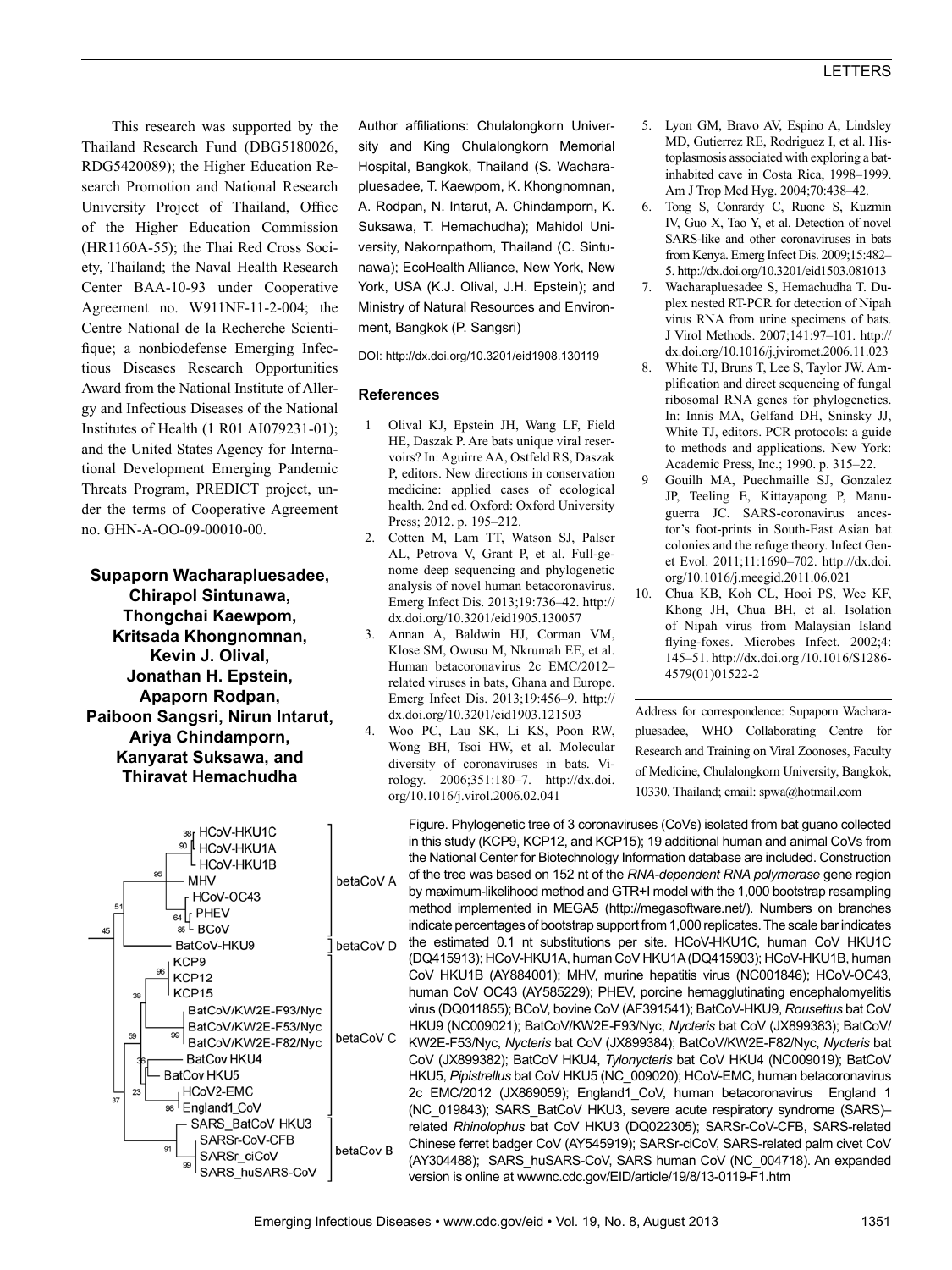This research was supported by the Thailand Research Fund (DBG5180026, RDG5420089); the Higher Education Research Promotion and National Research University Project of Thailand, Office of the Higher Education Commission (HR1160A-55); the Thai Red Cross Society, Thailand; the Naval Health Research Center BAA-10-93 under Cooperative Agreement no. W911NF-11-2-004; the Centre National de la Recherche Scientifique; a nonbiodefense Emerging Infectious Diseases Research Opportunities Award from the National Institute of Allergy and Infectious Diseases of the National Institutes of Health (1 R01 AI079231-01); and the United States Agency for International Development Emerging Pandemic Threats Program, PREDICT project, under the terms of Cooperative Agreement no. GHN-A-OO-09-00010-00.

**Supaporn Wacharapluesadee, Chirapol Sintunawa, Thongchai Kaewpom, Kritsada Khongnomnan, Kevin J. Olival, Jonathan H. Epstein, Apaporn Rodpan, Paiboon Sangsri, Nirun Intarut, Ariya Chindamporn, Kanyarat Suksawa, and Thiravat Hemachudha**

Author affiliations: Chulalongkorn University and King Chulalongkorn Memorial Hospital, Bangkok, Thailand (S. Wacharapluesadee, T. Kaewpom, K. Khongnomnan, A. Rodpan, N. Intarut, A. Chindamporn, K. Suksawa, T. Hemachudha); Mahidol University, Nakornpathom, Thailand (C. Sintunawa); EcoHealth Alliance, New York, New York, USA (K.J. Olival, J.H. Epstein); and Ministry of Natural Resources and Environment, Bangkok (P. Sangsri)

DOI: http://dx.doi.org/10.3201/eid1908.130119

## References

1. Olival KJ, Epstein JH, Wang LF, Field HE, Daszak P. Are bats unique viral reservoirs? In: Aguirre AA, Ostfeld RS, Daszak P, editors. New directions in conservation medicine: applied cases of ecological health. 2nd ed. Oxford: Oxford University Press; 2012. p. 195–212.
2. Cotten M, Lam TT, Watson SJ, Palser AL, Petrova V, Grant P, et al. Full-genome deep sequencing and phylogenetic analysis of novel human betacoronavirus. Emerg Infect Dis. 2013;19:736–42. http://dx.doi.org/10.3201/eid1905.130057
3. Annan A, Baldwin HJ, Corman VM, Klose SM, Owusu M, Nkrumah EE, et al. Human betacoronavirus 2c EMC/2012–related viruses in bats, Ghana and Europe. Emerg Infect Dis. 2013;19:456–9. http://dx.doi.org/10.3201/eid1903.121503
4. Woo PC, Lau SK, Li KS, Poon RW, Wong BH, Tsoi HW, et al. Molecular diversity of coronaviruses in bats. Virology. 2006;351:180–7. http://dx.doi.org/10.1016/j.virol.2006.02.041
5. Lyon GM, Bravo AV, Espino A, Lindsley MD, Gutierrez RE, Rodriguez I, et al. Histoplasmosis associated with exploring a bat-inhabited cave in Costa Rica, 1998–1999. Am J Trop Med Hyg. 2004;70:438–42.
6. Tong S, Conrardy C, Ruone S, Kuzmin IV, Guo X, Tao Y, et al. Detection of novel SARS-like and other coronaviruses in bats from Kenya. Emerg Infect Dis. 2009;15:482–5. http://dx.doi.org/10.3201/eid1503.081013
7. Wacharapluesadee S, Hemachudha T. Duplex nested RT-PCR for detection of Nipah virus RNA from urine specimens of bats. J Virol Methods. 2007;141:97–101. http://dx.doi.org/10.1016/j.jviromet.2006.11.023
8. White TJ, Bruns T, Lee S, Taylor JW. Amplification and direct sequencing of fungal ribosomal RNA genes for phylogenetics. In: Innis MA, Gelfand DH, Sninsky JJ, White TJ, editors. PCR protocols: a guide to methods and applications. New York: Academic Press, Inc.; 1990. p. 315–22.
9. Gouilh MA, Puechmaille SJ, Gonzalez JP, Teeling E, Kittayapong P, Manuguerra JC. SARS-coronavirus ancestor's foot-prints in South-East Asian bat colonies and the refuge theory. Infect Genet Evol. 2011;11:1690–702. http://dx.doi.org/10.1016/j.meegid.2011.06.021
10. Chua KB, Koh CL, Hooi PS, Wee KF, Khong JH, Chua BH, et al. Isolation of Nipah virus from Malaysian Island flying-foxes. Microbes Infect. 2002;4:145–51. http://dx.doi.org /10.1016/S1286-4579(01)01522-2

Address for correspondence: Supaporn Wacharapluesadee, WHO Collaborating Centre for Research and Training on Viral Zoonoses, Faculty of Medicine, Chulalongkorn University, Bangkok, 10330, Thailand; email: spwa@hotmail.com

HCoV-HKU1C
HCoV-HKU1A
HCoV-HKU1B
MHV
HCoV-OC43
PHEV
BCoV
BatCoV-HKU9
KCP9
KCP12
KCP15
BatCoV/KW2E-F93/Nyc
BatCoV/KW2E-F53/Nyc
BatCoV/KW2E-F82/Nyc
BatCov HKU4
BatCov HKU5
HCoV2-EMC
England1_CoV
SARS_BatCoV HKU3
SARSr-CoV-CFB
SARSr_ciCoV
SARS_huSARS-CoV
betaCoV A
betaCoV D
betaCoV C
betaCov B
38, 90, 95, 51, 64, 85, 45, 96, 38, 59, 99, 36, 23, 37, 96, 91, 99

Figure. Phylogenetic tree of 3 coronaviruses (CoVs) isolated from bat guano collected in this study (KCP9, KCP12, and KCP15); 19 additional human and animal CoVs from the National Center for Biotechnology Information database are included. Construction of the tree was based on 152 nt of the *RNA-dependent RNA polymerase* gene region by maximum-likelihood method and GTR+I model with the 1,000 bootstrap resampling method implemented in MEGA5 (http://megasoftware.net/). Numbers on branches indicate percentages of bootstrap support from 1,000 replicates. The scale bar indicates the estimated 0.1 nt substitutions per site. HCoV-HKU1C, human CoV HKU1C (DQ415913); HCoV-HKU1A, human CoV HKU1A (DQ415903); HCoV-HKU1B, human CoV HKU1B (AY884001); MHV, murine hepatitis virus (NC001846); HCoV-OC43, human CoV OC43 (AY585229); PHEV, porcine hemagglutinating encephalomyelitis virus (DQ011855); BCoV, bovine CoV (AF391541); BatCoV-HKU9, *Rousettus* bat CoV HKU9 (NC009021); BatCoV/KW2E-F93/Nyc, *Nycteris* bat CoV (JX899383); BatCoV/KW2E-F53/Nyc, *Nycteris* bat CoV (JX899384); BatCoV/KW2E-F82/Nyc, *Nycteris* bat CoV (JX899382); BatCoV HKU4, *Tylonycteris* bat CoV HKU4 (NC009019); BatCoV HKU5, *Pipistrellus* bat CoV HKU5 (NC_009020); HCoV-EMC, human betacoronavirus 2c EMC/2012 (JX869059); England1_CoV, human betacoronavirus England 1 (NC_019843); SARS_BatCoV HKU3, severe acute respiratory syndrome (SARS)–related *Rhinolophus* bat CoV HKU3 (DQ022305); SARSr-CoV-CFB, SARS-related Chinese ferret badger CoV (AY545919); SARSr-ciCoV, SARS-related palm civet CoV (AY304488); SARS_huSARS-CoV, SARS human CoV (NC_004718). An expanded version is online at wwwnc.cdc.gov/EID/article/19/8/13-0119-F1.htm